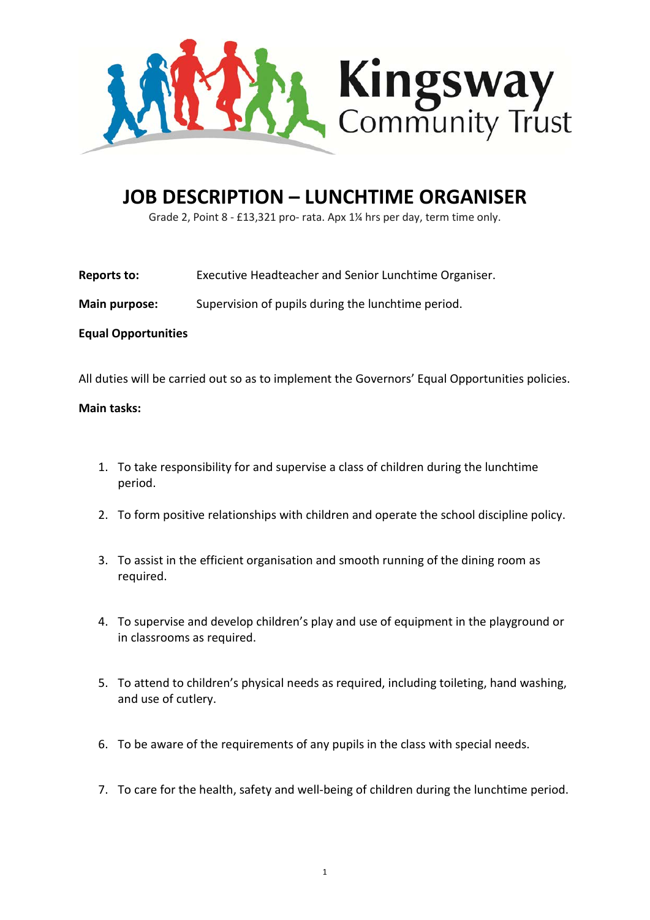Kingsway Community Trust

# JOB DESCRIPTION – LUNCHTIME ORGANISER

Grade 2, Point 8 - £13,321 pro- rata. Apx 1¼ hrs per day, term time only.

**Reports to:** Executive Headteacher and Senior Lunchtime Organiser.

**Main purpose:** Supervision of pupils during the lunchtime period.

**Equal Opportunities**

All duties will be carried out so as to implement the Governors' Equal Opportunities policies.

**Main tasks:**

1. To take responsibility for and supervise a class of children during the lunchtime period.
2. To form positive relationships with children and operate the school discipline policy.
3. To assist in the efficient organisation and smooth running of the dining room as required.
4. To supervise and develop children's play and use of equipment in the playground or in classrooms as required.
5. To attend to children's physical needs as required, including toileting, hand washing, and use of cutlery.
6. To be aware of the requirements of any pupils in the class with special needs.
7. To care for the health, safety and well-being of children during the lunchtime period.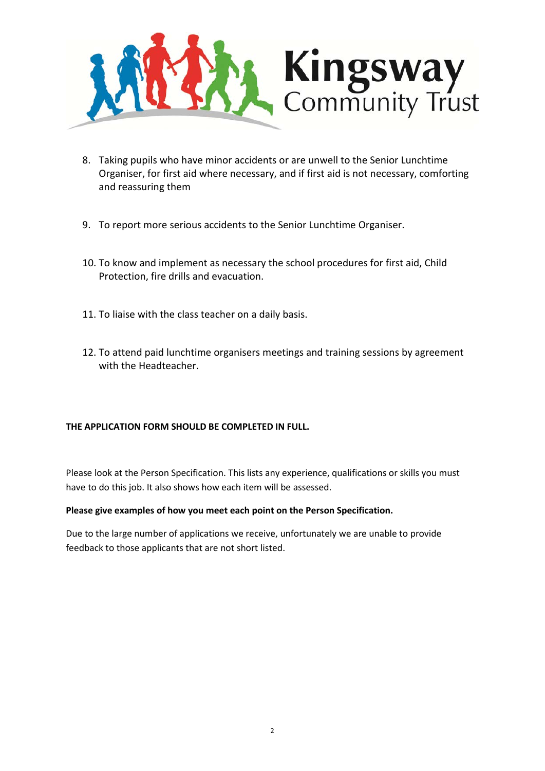8. Taking pupils who have minor accidents or are unwell to the Senior Lunchtime Organiser, for first aid where necessary, and if first aid is not necessary, comforting and reassuring them

9. To report more serious accidents to the Senior Lunchtime Organiser.

10. To know and implement as necessary the school procedures for first aid, Child Protection, fire drills and evacuation.

11. To liaise with the class teacher on a daily basis.

12. To attend paid lunchtime organisers meetings and training sessions by agreement with the Headteacher.

**THE APPLICATION FORM SHOULD BE COMPLETED IN FULL.**

Please look at the Person Specification. This lists any experience, qualifications or skills you must have to do this job. It also shows how each item will be assessed.

**Please give examples of how you meet each point on the Person Specification.**

Due to the large number of applications we receive, unfortunately we are unable to provide feedback to those applicants that are not short listed.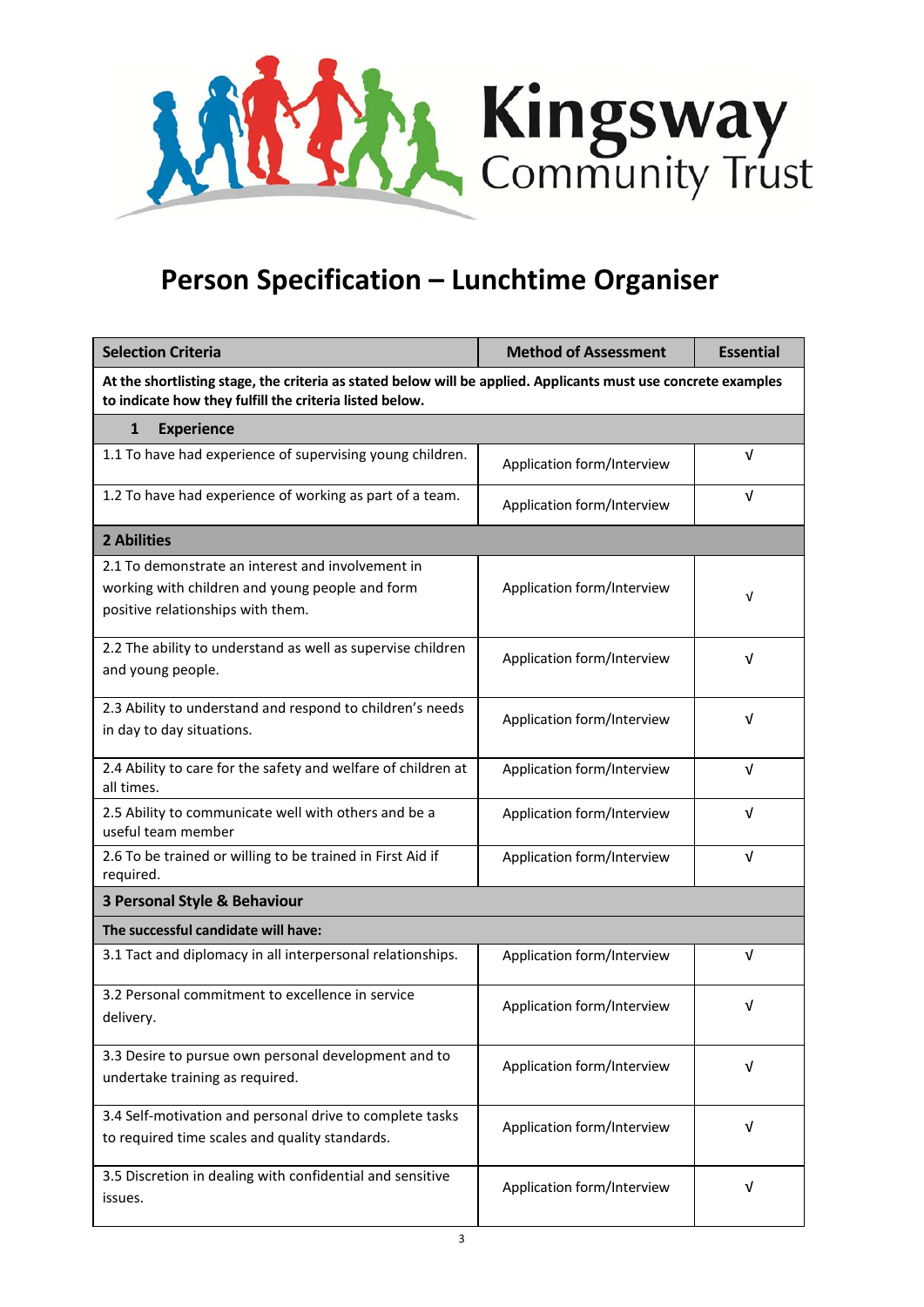Kingsway Community Trust

# Person Specification – Lunchtime Organiser

| Selection Criteria | Method of Assessment | Essential |
|---|---|---|
| **At the shortlisting stage, the criteria as stated below will be applied. Applicants must use concrete examples to indicate how they fulfill the criteria listed below.** | | |
| **1 Experience** | | |
| 1.1 To have had experience of supervising young children. | Application form/Interview | √ |
| 1.2 To have had experience of working as part of a team. | Application form/Interview | √ |
| **2 Abilities** | | |
| 2.1 To demonstrate an interest and involvement in working with children and young people and form positive relationships with them. | Application form/Interview | √ |
| 2.2 The ability to understand as well as supervise children and young people. | Application form/Interview | √ |
| 2.3 Ability to understand and respond to children's needs in day to day situations. | Application form/Interview | √ |
| 2.4 Ability to care for the safety and welfare of children at all times. | Application form/Interview | √ |
| 2.5 Ability to communicate well with others and be a useful team member | Application form/Interview | √ |
| 2.6 To be trained or willing to be trained in First Aid if required. | Application form/Interview | √ |
| **3 Personal Style & Behaviour** | | |
| **The successful candidate will have:** | | |
| 3.1 Tact and diplomacy in all interpersonal relationships. | Application form/Interview | √ |
| 3.2 Personal commitment to excellence in service delivery. | Application form/Interview | √ |
| 3.3 Desire to pursue own personal development and to undertake training as required. | Application form/Interview | √ |
| 3.4 Self-motivation and personal drive to complete tasks to required time scales and quality standards. | Application form/Interview | √ |
| 3.5 Discretion in dealing with confidential and sensitive issues. | Application form/Interview | √ |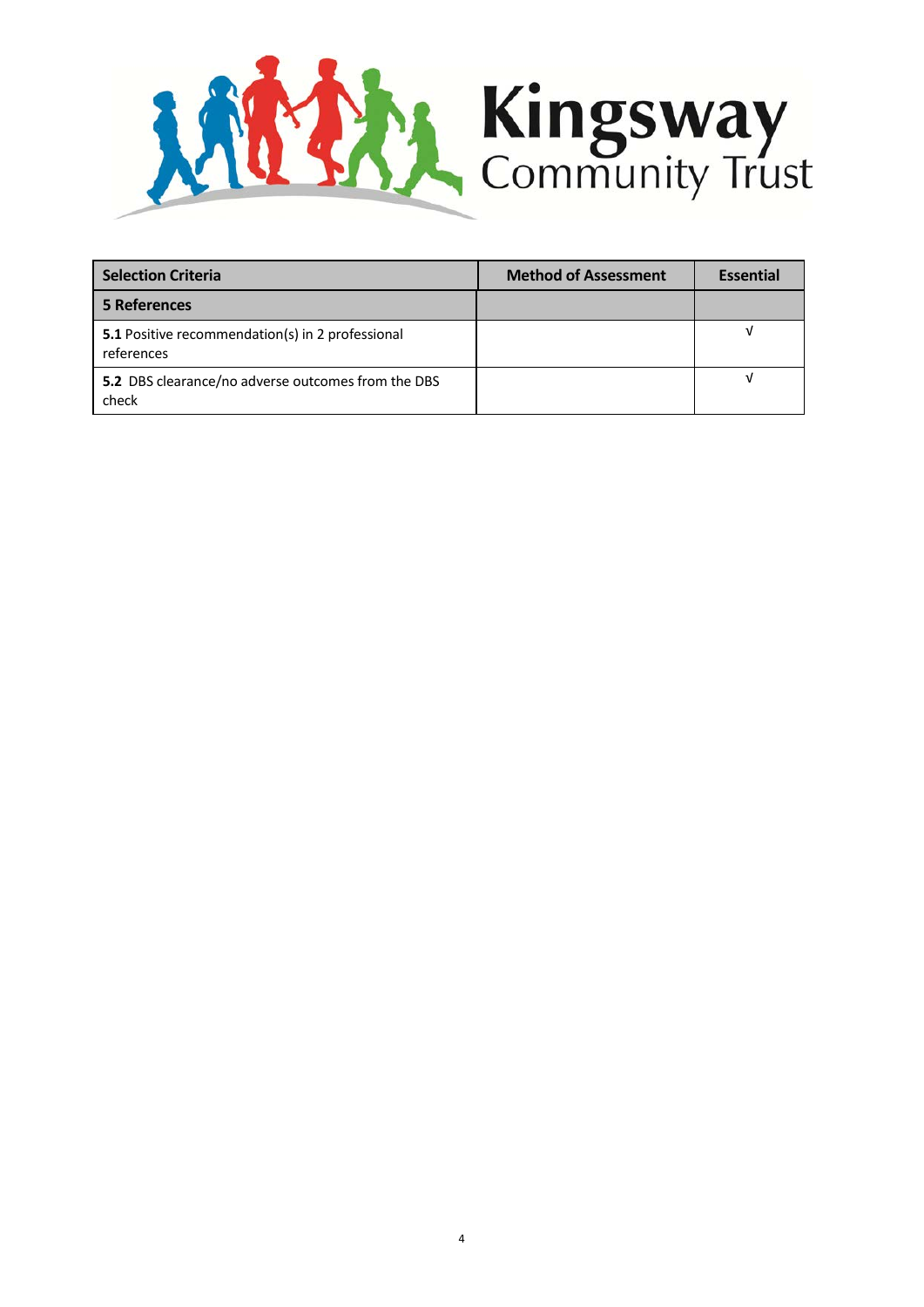Kingsway Community Trust

| Selection Criteria | Method of Assessment | Essential |
|---|---|---|
| **5 References** | | |
| **5.1** Positive recommendation(s) in 2 professional references | | √ |
| **5.2** DBS clearance/no adverse outcomes from the DBS check | | √ |